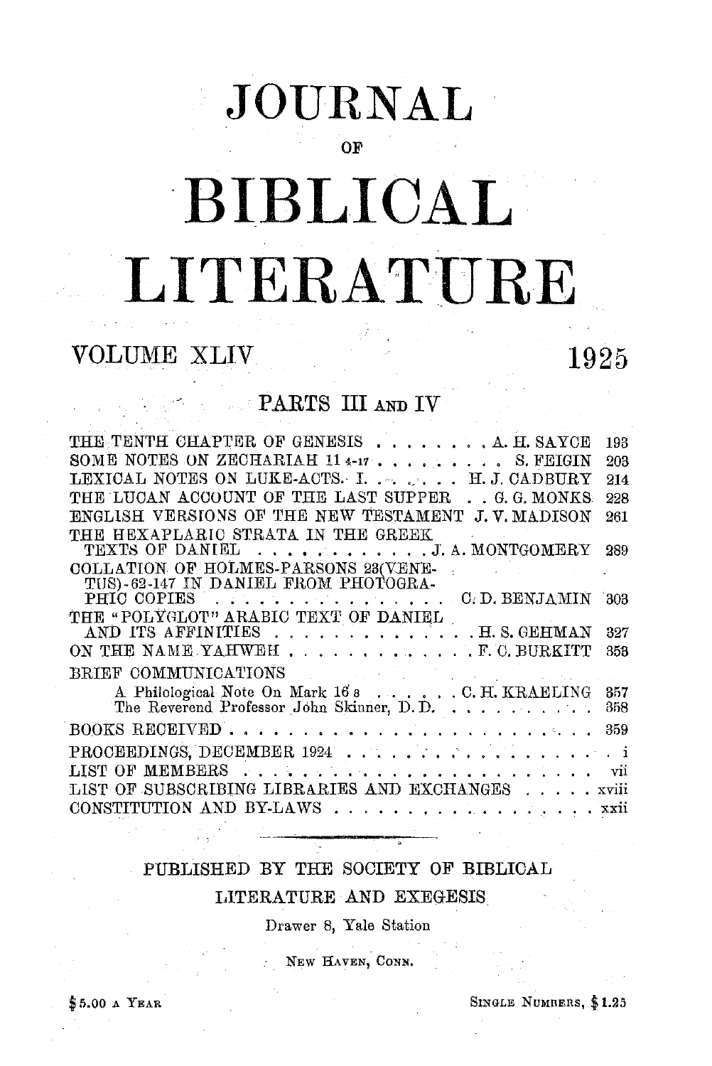# JOURNAL

OF

# BIBLICAL

# LITERATURE

VOLUME XLIV 1925

PARTS III AND IV

| | | |
|---|---|---|
| THE TENTH CHAPTER OF GENESIS | A. H. SAYCE | 193 |
| SOME NOTES ON ZECHARIAH 11 4-17 | S. FEIGIN | 203 |
| LEXICAL NOTES ON LUKE-ACTS. I. | H. J. CADBURY | 214 |
| THE LUCAN ACCOUNT OF THE LAST SUPPER | G. G. MONKS | 228 |
| ENGLISH VERSIONS OF THE NEW TESTAMENT | J. V. MADISON | 261 |
| THE HEXAPLARIC STRATA IN THE GREEK TEXTS OF DANIEL | J. A. MONTGOMERY | 289 |
| COLLATION OF HOLMES-PARSONS 23(VENETUS)-62-147 IN DANIEL FROM PHOTOGRAPHIC COPIES | C. D. BENJAMIN | 303 |
| THE "POLYGLOT" ARABIC TEXT OF DANIEL AND ITS AFFINITIES | H. S. GEHMAN | 327 |
| ON THE NAME YAHWEH | F. C. BURKITT | 353 |
| BRIEF COMMUNICATIONS | | |
| A Philological Note On Mark 16 8 | C. H. KRAELING | 357 |
| The Reverend Professor John Skinner, D. D. | | 358 |
| BOOKS RECEIVED | | 359 |
| PROCEEDINGS, DECEMBER 1924 | | i |
| LIST OF MEMBERS | | vii |
| LIST OF SUBSCRIBING LIBRARIES AND EXCHANGES | | xviii |
| CONSTITUTION AND BY-LAWS | | xxii |

PUBLISHED BY THE SOCIETY OF BIBLICAL LITERATURE AND EXEGESIS

Drawer 8, Yale Station

NEW HAVEN, CONN.

$5.00 A YEAR SINGLE NUMBERS, $1.25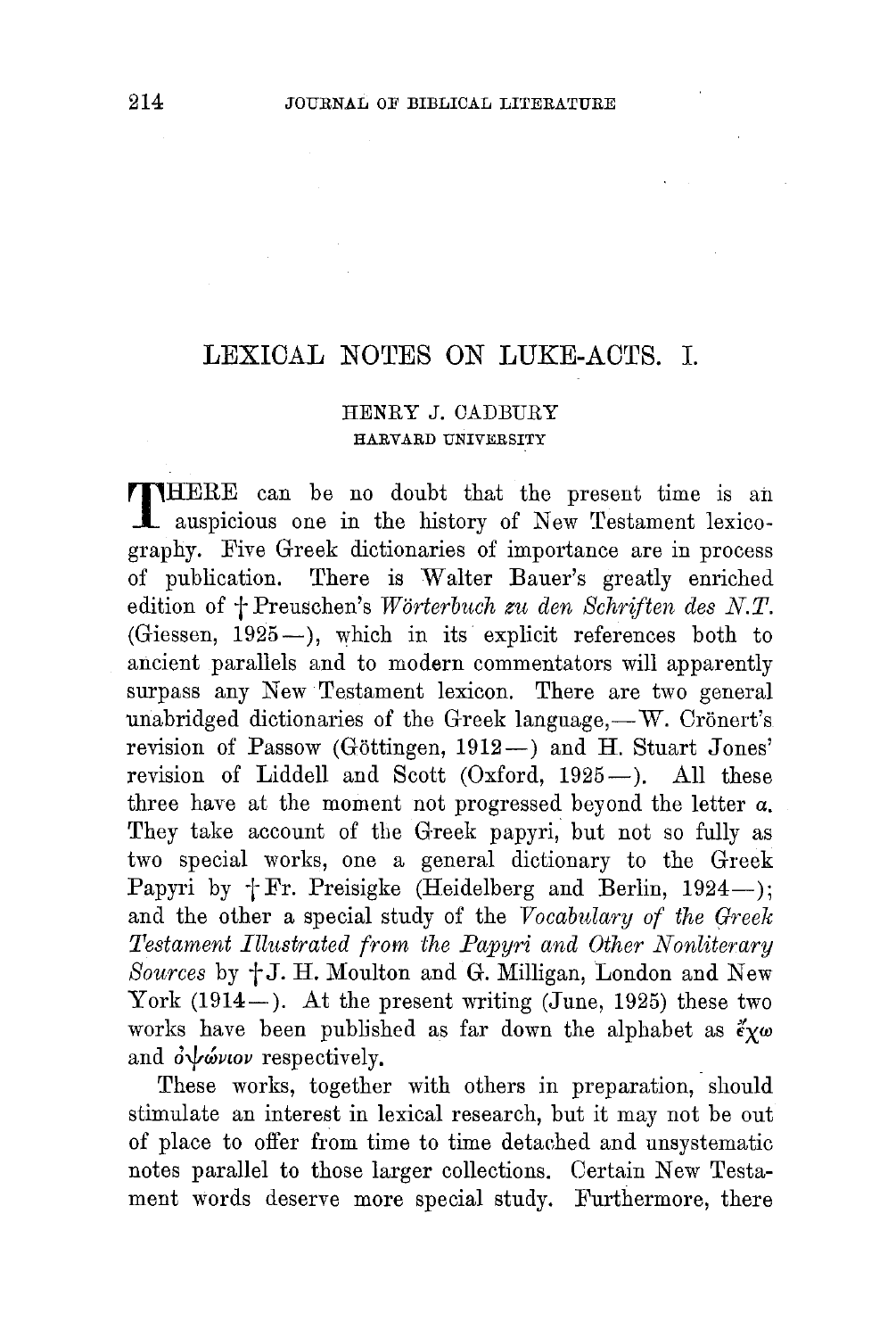# LEXICAL NOTES ON LUKE-ACTS. I.

HENRY J. CADBURY
HARVARD UNIVERSITY

THERE can be no doubt that the present time is an auspicious one in the history of New Testament lexicography. Five Greek dictionaries of importance are in process of publication. There is Walter Bauer's greatly enriched edition of † Preuschen's *Wörterbuch zu den Schriften des N.T.* (Giessen, 1925—), which in its explicit references both to ancient parallels and to modern commentators will apparently surpass any New Testament lexicon. There are two general unabridged dictionaries of the Greek language,—W. Crönert's revision of Passow (Göttingen, 1912—) and H. Stuart Jones' revision of Liddell and Scott (Oxford, 1925—). All these three have at the moment not progressed beyond the letter α. They take account of the Greek papyri, but not so fully as two special works, one a general dictionary to the Greek Papyri by † Fr. Preisigke (Heidelberg and Berlin, 1924—); and the other a special study of the *Vocabulary of the Greek Testament Illustrated from the Papyri and Other Nonliterary Sources* by † J. H. Moulton and G. Milligan, London and New York (1914—). At the present writing (June, 1925) these two works have been published as far down the alphabet as *ἔχω* and *ὀψώνιον* respectively.

These works, together with others in preparation, should stimulate an interest in lexical research, but it may not be out of place to offer from time to time detached and unsystematic notes parallel to those larger collections. Certain New Testament words deserve more special study. Furthermore, there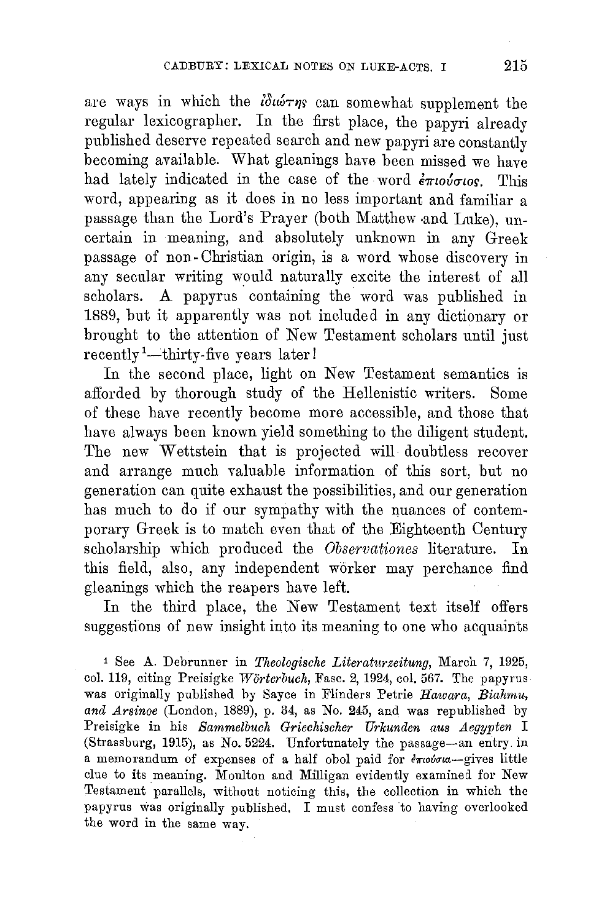are ways in which the ἰδιώτης can somewhat supplement the regular lexicographer. In the first place, the papyri already published deserve repeated search and new papyri are constantly becoming available. What gleanings have been missed we have had lately indicated in the case of the word ἐπιούσιος. This word, appearing as it does in no less important and familiar a passage than the Lord's Prayer (both Matthew and Luke), uncertain in meaning, and absolutely unknown in any Greek passage of non-Christian origin, is a word whose discovery in any secular writing would naturally excite the interest of all scholars. A papyrus containing the word was published in 1889, but it apparently was not included in any dictionary or brought to the attention of New Testament scholars until just recently[1]—thirty-five years later!

In the second place, light on New Testament semantics is afforded by thorough study of the Hellenistic writers. Some of these have recently become more accessible, and those that have always been known yield something to the diligent student. The new Wettstein that is projected will doubtless recover and arrange much valuable information of this sort, but no generation can quite exhaust the possibilities, and our generation has much to do if our sympathy with the nuances of contemporary Greek is to match even that of the Eighteenth Century scholarship which produced the *Observationes* literature. In this field, also, any independent worker may perchance find gleanings which the reapers have left.

In the third place, the New Testament text itself offers suggestions of new insight into its meaning to one who acquaints

[1] See A. Debrunner in *Theologische Literaturzeitung*, March 7, 1925, col. 119, citing Preisigke *Wörterbuch*, Fasc. 2, 1924, col. 567. The papyrus was originally published by Sayce in Flinders Petrie *Hawara, Biahmu, and Arsinoe* (London, 1889), p. 34, as No. 245, and was republished by Preisigke in his *Sammelbuch Griechischer Urkunden aus Aegypten* I (Strassburg, 1915), as No. 5224. Unfortunately the passage—an entry in a memorandum of expenses of a half obol paid for ἐπιούσια—gives little clue to its meaning. Moulton and Milligan evidently examined for New Testament parallels, without noticing this, the collection in which the papyrus was originally published. I must confess to having overlooked the word in the same way.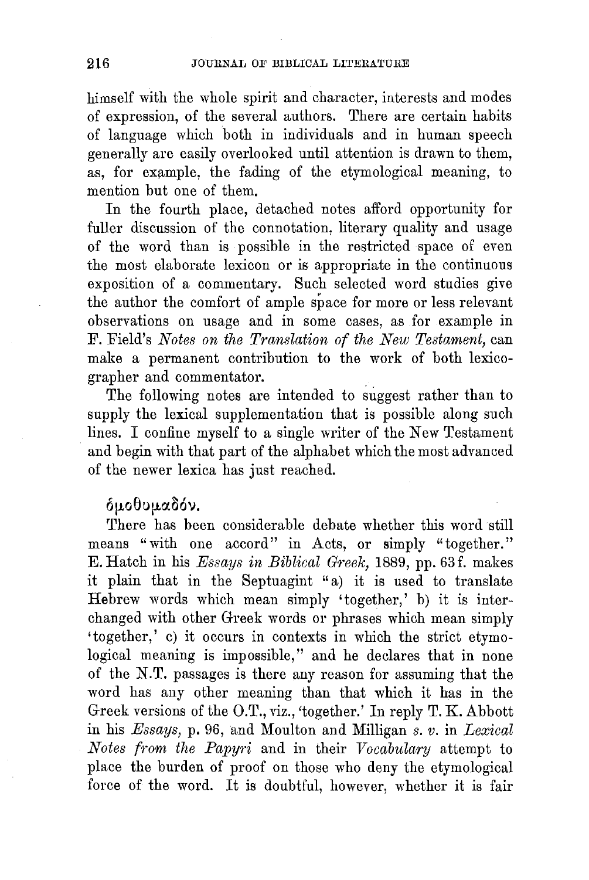himself with the whole spirit and character, interests and modes of expression, of the several authors. There are certain habits of language which both in individuals and in human speech generally are easily overlooked until attention is drawn to them, as, for example, the fading of the etymological meaning, to mention but one of them.

In the fourth place, detached notes afford opportunity for fuller discussion of the connotation, literary quality and usage of the word than is possible in the restricted space of even the most elaborate lexicon or is appropriate in the continuous exposition of a commentary. Such selected word studies give the author the comfort of ample space for more or less relevant observations on usage and in some cases, as for example in F. Field's *Notes on the Translation of the New Testament,* can make a permanent contribution to the work of both lexicographer and commentator.

The following notes are intended to suggest rather than to supply the lexical supplementation that is possible along such lines. I confine myself to a single writer of the New Testament and begin with that part of the alphabet which the most advanced of the newer lexica has just reached.

### ὁμοθυμαδόν.

There has been considerable debate whether this word still means "with one accord" in Acts, or simply "together." E. Hatch in his *Essays in Biblical Greek,* 1889, pp. 63 f. makes it plain that in the Septuagint "a) it is used to translate Hebrew words which mean simply 'together,' b) it is interchanged with other Greek words or phrases which mean simply 'together,' c) it occurs in contexts in which the strict etymological meaning is impossible," and he declares that in none of the N.T. passages is there any reason for assuming that the word has any other meaning than that which it has in the Greek versions of the O.T., viz., 'together.' In reply T. K. Abbott in his *Essays,* p. 96, and Moulton and Milligan *s. v.* in *Lexical Notes from the Papyri* and in their *Vocabulary* attempt to place the burden of proof on those who deny the etymological force of the word. It is doubtful, however, whether it is fair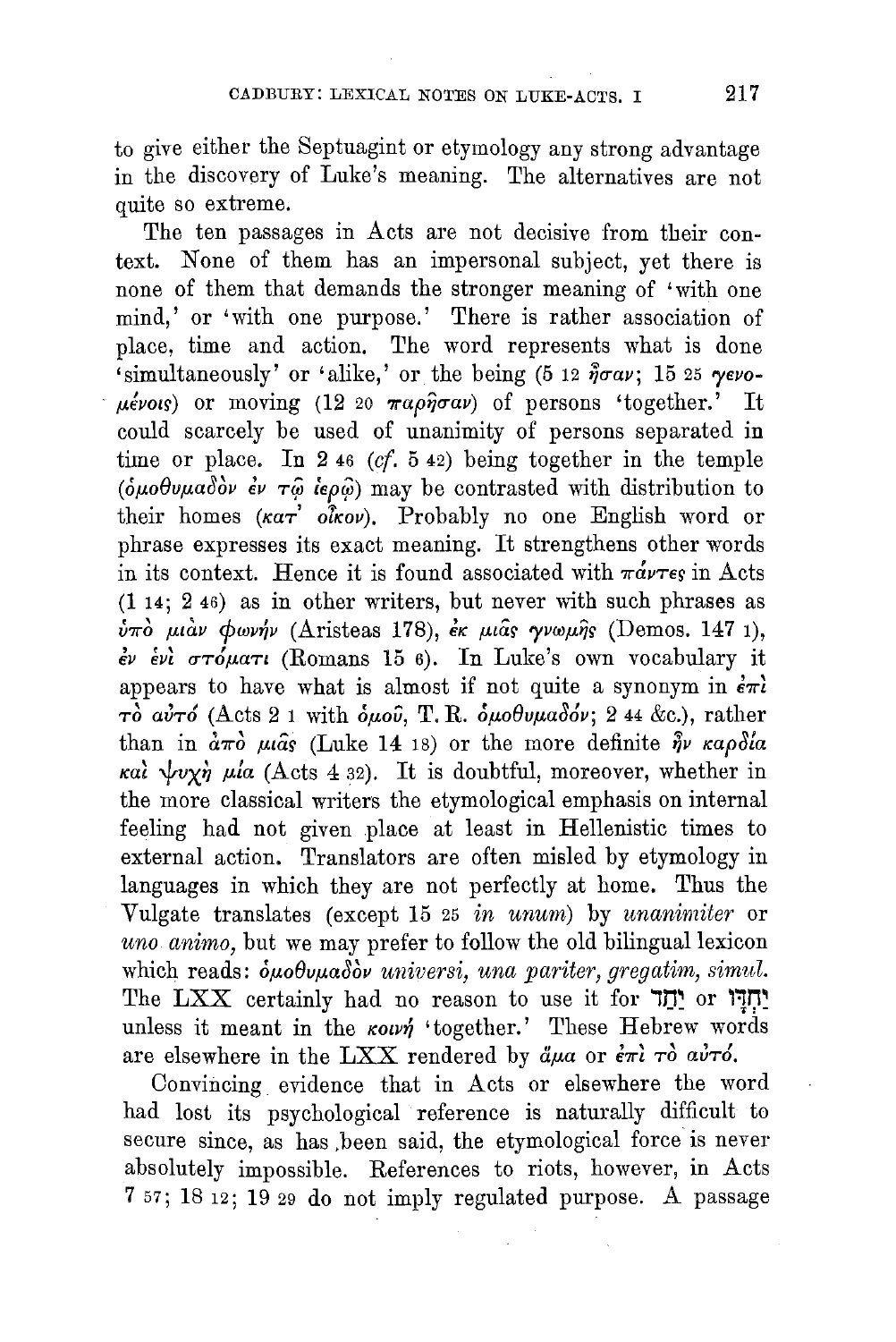to give either the Septuagint or etymology any strong advantage in the discovery of Luke's meaning. The alternatives are not quite so extreme.

The ten passages in Acts are not decisive from their context. None of them has an impersonal subject, yet there is none of them that demands the stronger meaning of 'with one mind,' or 'with one purpose.' There is rather association of place, time and action. The word represents what is done 'simultaneously' or 'alike,' or the being (5 12 ἦσαν; 15 25 γενομένοις) or moving (12 20 παρῆσαν) of persons 'together.' It could scarcely be used of unanimity of persons separated in time or place. In 2 46 (*cf.* 5 42) being together in the temple (ὁμοθυμαδὸν ἐν τῷ ἱερῷ) may be contrasted with distribution to their homes (κατ' οἶκον). Probably no one English word or phrase expresses its exact meaning. It strengthens other words in its context. Hence it is found associated with πάντες in Acts (1 14; 2 46) as in other writers, but never with such phrases as ὑπὸ μίαν φωνήν (Aristeas 178), ἐκ μιᾶς γνώμης (Demos. 147 1), ἐν ἑνὶ στόματι (Romans 15 6). In Luke's own vocabulary it appears to have what is almost if not quite a synonym in ἐπὶ τὸ αὐτό (Acts 2 1 with ὁμοῦ, T. R. ὁμοθυμαδόν; 2 44 &c.), rather than in ἀπὸ μιᾶς (Luke 14 18) or the more definite ἦν καρδία καὶ ψυχὴ μία (Acts 4 32). It is doubtful, moreover, whether in the more classical writers the etymological emphasis on internal feeling had not given place at least in Hellenistic times to external action. Translators are often misled by etymology in languages in which they are not perfectly at home. Thus the Vulgate translates (except 15 25 *in unum*) by *unanimiter* or *uno animo*, but we may prefer to follow the old bilingual lexicon which reads: ὁμοθυμαδὸν *universi, una pariter, gregatim, simul.* The LXX certainly had no reason to use it for יַחַד or יַחְדָּו unless it meant in the κοινή 'together.' These Hebrew words are elsewhere in the LXX rendered by ἅμα or ἐπὶ τὸ αὐτό.

Convincing evidence that in Acts or elsewhere the word had lost its psychological reference is naturally difficult to secure since, as has been said, the etymological force is never absolutely impossible. References to riots, however, in Acts 7 57; 18 12; 19 29 do not imply regulated purpose. A passage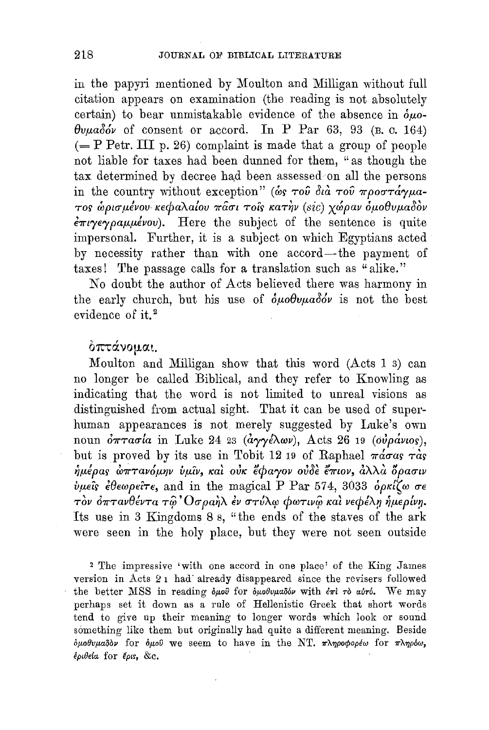in the papyri mentioned by Moulton and Milligan without full citation appears on examination (the reading is not absolutely certain) to bear unmistakable evidence of the absence in ὁμοθυμαδόν of consent or accord. In P Par 63, 93 (B. C. 164) (= P Petr. III p. 26) complaint is made that a group of people not liable for taxes had been dunned for them, "as though the tax determined by decree had been assessed on all the persons in the country without exception" (ὡς τοῦ διὰ τοῦ προστάγματος ὡρισμένου κεφαλαίου πᾶσι τοῖς κατὴν (*sic*) χώραν ὁμοθυμαδὸν ἐπιγεγραμμένου). Here the subject of the sentence is quite impersonal. Further, it is a subject on which Egyptians acted by necessity rather than with one accord—the payment of taxes! The passage calls for a translation such as "alike."

No doubt the author of Acts believed there was harmony in the early church, but his use of ὁμοθυμαδόν is not the best evidence of it.[2]

ὀπτάνομαι.

Moulton and Milligan show that this word (Acts 1 3) can no longer be called Biblical, and they refer to Knowling as indicating that the word is not limited to unreal visions as distinguished from actual sight. That it can be used of superhuman appearances is not merely suggested by Luke's own noun ὀπτασία in Luke 24 23 (ἀγγέλων), Acts 26 19 (οὐράνιος), but is proved by its use in Tobit 12 19 of Raphael πάσας τὰς ἡμέρας ὠπτανόμην ὑμῖν, καὶ οὐκ ἔφαγον οὐδὲ ἔπιον, ἀλλὰ ὅρασιν ὑμεῖς ἐθεωρεῖτε, and in the magical P Par 574, 3033 ὁρκίζω σε τὸν ὀπτανθέντα τῷ Ὀσραὴλ ἐν στύλῳ φωτινῷ καὶ νεφέλῃ ἡμερίνῃ. Its use in 3 Kingdoms 8 8, "the ends of the staves of the ark were seen in the holy place, but they were not seen outside

[2] The impressive 'with one accord in one place' of the King James version in Acts 2 1 had already disappeared since the revisers followed the better MSS in reading ὁμοῦ for ὁμοθυμαδόν with ἐπὶ τὸ αὐτό. We may perhaps set it down as a rule of Hellenistic Greek that short words tend to give up their meaning to longer words which look or sound something like them but originally had quite a different meaning. Beside ὁμοθυμαδὸν for ὁμοῦ we seem to have in the NT. πληροφορέω for πληρόω, ἐριθεία for ἔρις, &c.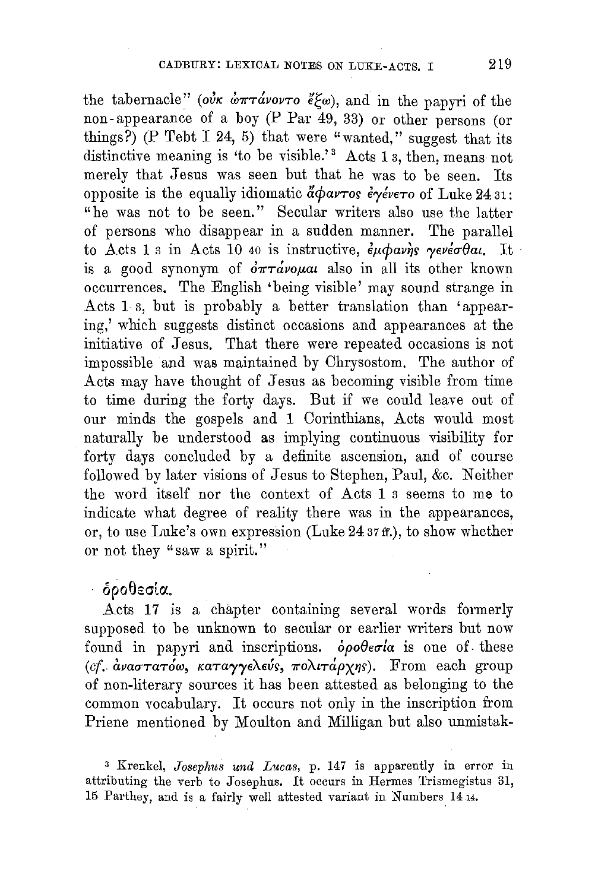the tabernacle" (οὐκ ὠπτάνοντο ἔξω), and in the papyri of the non-appearance of a boy (P Par 49, 33) or other persons (or things?) (P Tebt I 24, 5) that were "wanted," suggest that its distinctive meaning is 'to be visible.'[3] Acts 1 3, then, means not merely that Jesus was seen but that he was to be seen. Its opposite is the equally idiomatic ἄφαντος ἐγένετο of Luke 24 31: "he was not to be seen." Secular writers also use the latter of persons who disappear in a sudden manner. The parallel to Acts 1 3 in Acts 10 40 is instructive, ἐμφανῆς γενέσθαι. It is a good synonym of ὀπτάνομαι also in all its other known occurrences. The English 'being visible' may sound strange in Acts 1 3, but is probably a better translation than 'appearing,' which suggests distinct occasions and appearances at the initiative of Jesus. That there were repeated occasions is not impossible and was maintained by Chrysostom. The author of Acts may have thought of Jesus as becoming visible from time to time during the forty days. But if we could leave out of our minds the gospels and 1 Corinthians, Acts would most naturally be understood as implying continuous visibility for forty days concluded by a definite ascension, and of course followed by later visions of Jesus to Stephen, Paul, &c. Neither the word itself nor the context of Acts 1 3 seems to me to indicate what degree of reality there was in the appearances, or, to use Luke's own expression (Luke 24 37 ff.), to show whether or not they "saw a spirit."

## ὁροθεσία.

Acts 17 is a chapter containing several words formerly supposed to be unknown to secular or earlier writers but now found in papyri and inscriptions. ὁροθεσία is one of these (*cf.* ἀναστατόω, καταγγελεύς, πολιτάρχης). From each group of non-literary sources it has been attested as belonging to the common vocabulary. It occurs not only in the inscription from Priene mentioned by Moulton and Milligan but also unmistak-

[3] Krenkel, *Josephus und Lucas*, p. 147 is apparently in error in attributing the verb to Josephus. It occurs in Hermes Trismegistus 31, 15 Parthey, and is a fairly well attested variant in Numbers 14 14.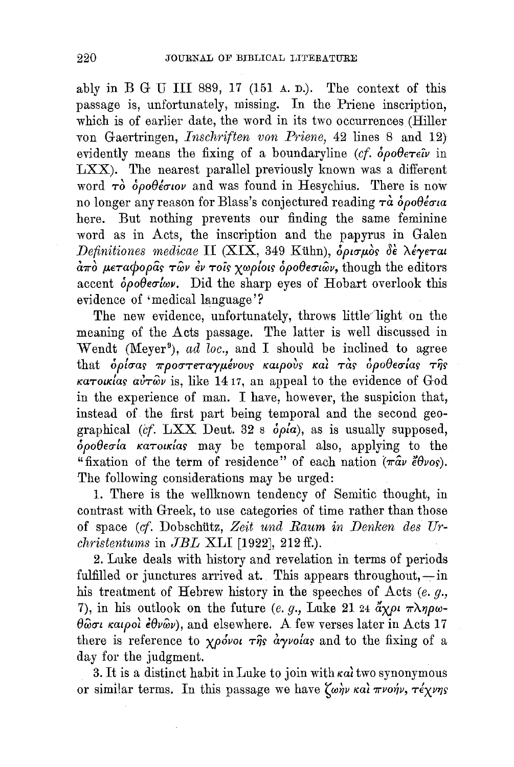ably in B G U III 889, 17 (151 A. D.). The context of this passage is, unfortunately, missing. In the Priene inscription, which is of earlier date, the word in its two occurrences (Hiller von Gaertringen, *Inschriften von Priene*, 42 lines 8 and 12) evidently means the fixing of a boundaryline (*cf.* ὁροθετεῖν in LXX). The nearest parallel previously known was a different word τὸ ὁροθέσιον and was found in Hesychius. There is now no longer any reason for Blass's conjectured reading τὰ ὁροθέσια here. But nothing prevents our finding the same feminine word as in Acts, the inscription and the papyrus in Galen *Definitiones medicae* II (XIX, 349 Kühn), ὁρισμὸς δὲ λέγεται ἀπὸ μεταφορᾶς τῶν ἐν τοῖς χωρίοις ὁροθεσιῶν, though the editors accent ὁροθεσίων. Did the sharp eyes of Hobart overlook this evidence of 'medical language'?

The new evidence, unfortunately, throws little light on the meaning of the Acts passage. The latter is well discussed in Wendt (Meyer[9]), *ad loc.*, and I should be inclined to agree that ὁρίσας προστεταγμένους καιροὺς καὶ τὰς ὁροθεσίας τῆς κατοικίας αὐτῶν is, like 14 17, an appeal to the evidence of God in the experience of man. I have, however, the suspicion that, instead of the first part being temporal and the second geographical (*cf.* LXX Deut. 32 8 ὁρία), as is usually supposed, ὁροθεσία κατοικίας may be temporal also, applying to the "fixation of the term of residence" of each nation (πᾶν ἔθνος). The following considerations may be urged:

1. There is the wellknown tendency of Semitic thought, in contrast with Greek, to use categories of time rather than those of space (*cf.* Dobschütz, *Zeit und Raum in Denken des Urchristentums* in *JBL* XLI [1922], 212 ff.).

2. Luke deals with history and revelation in terms of periods fulfilled or junctures arrived at. This appears throughout,—in his treatment of Hebrew history in the speeches of Acts (*e. g.*, 7), in his outlook on the future (*e. g.*, Luke 21 24 ἄχρι πληρωθῶσι καιροὶ ἐθνῶν), and elsewhere. A few verses later in Acts 17 there is reference to χρόνοι τῆς ἀγνοίας and to the fixing of a day for the judgment.

3. It is a distinct habit in Luke to join with καὶ two synonymous or similar terms. In this passage we have ζωὴν καὶ πνοήν, τέχνης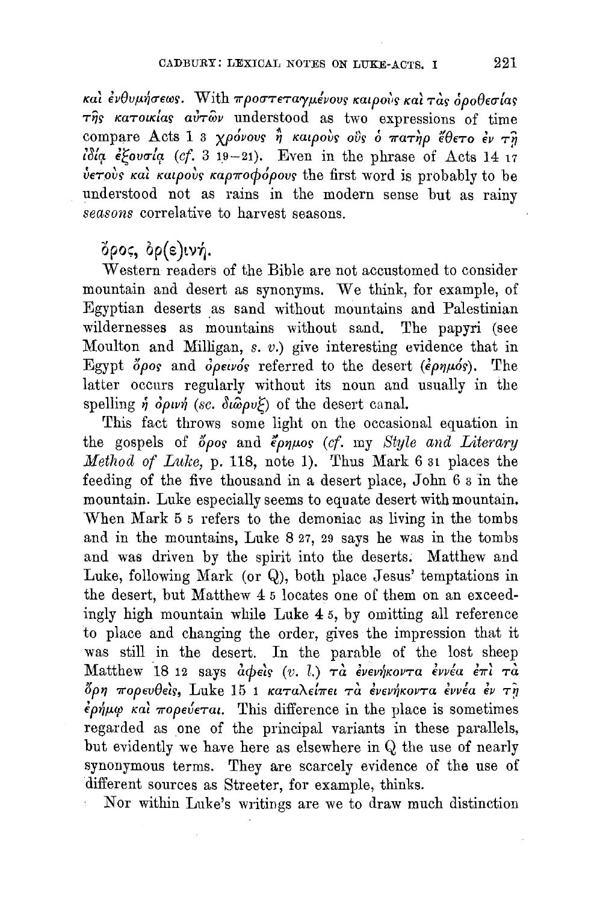καὶ ἐνθυμήσεως. With προστεταγμένους καιροὺς καὶ τὰς ὁροθεσίας τῆς κατοικίας αὐτῶν understood as two expressions of time compare Acts 1 3 χρόνους ἢ καιροὺς οὓς ὁ πατὴρ ἔθετο ἐν τῇ ἰδίᾳ ἐξουσίᾳ (*cf.* 3 19–21). Even in the phrase of Acts 14 17 ὑετοὺς καὶ καιροὺς καρποφόρους the first word is probably to be understood not as rains in the modern sense but as rainy *seasons* correlative to harvest seasons.

### ὄρος, ὀρ(ε)ινή.

Western readers of the Bible are not accustomed to consider mountain and desert as synonyms. We think, for example, of Egyptian deserts as sand without mountains and Palestinian wildernesses as mountains without sand. The papyri (see Moulton and Milligan, *s. v.*) give interesting evidence that in Egypt ὄρος and ὀρεινός referred to the desert (ἐρημός). The latter occurs regularly without its noun and usually in the spelling ἡ ὀρινή (*sc.* διῶρυξ) of the desert canal.

This fact throws some light on the occasional equation in the gospels of ὄρος and ἔρημος (*cf.* my *Style and Literary Method of Luke*, p. 118, note 1). Thus Mark 6 31 places the feeding of the five thousand in a desert place, John 6 3 in the mountain. Luke especially seems to equate desert with mountain. When Mark 5 5 refers to the demoniac as living in the tombs and in the mountains, Luke 8 27, 29 says he was in the tombs and was driven by the spirit into the deserts. Matthew and Luke, following Mark (or Q), both place Jesus' temptations in the desert, but Matthew 4 5 locates one of them on an exceedingly high mountain while Luke 4 5, by omitting all reference to place and changing the order, gives the impression that it was still in the desert. In the parable of the lost sheep Matthew 18 12 says ἀφεὶς (*v. l.*) τὰ ἐνενήκοντα ἐννέα ἐπὶ τὰ ὄρη πορευθεὶς, Luke 15 1 καταλείπει τὰ ἐνενήκοντα ἐννέα ἐν τῇ ἐρήμῳ καὶ πορεύεται. This difference in the place is sometimes regarded as one of the principal variants in these parallels, but evidently we have here as elsewhere in Q the use of nearly synonymous terms. They are scarcely evidence of the use of different sources as Streeter, for example, thinks.

Nor within Luke's writings are we to draw much distinction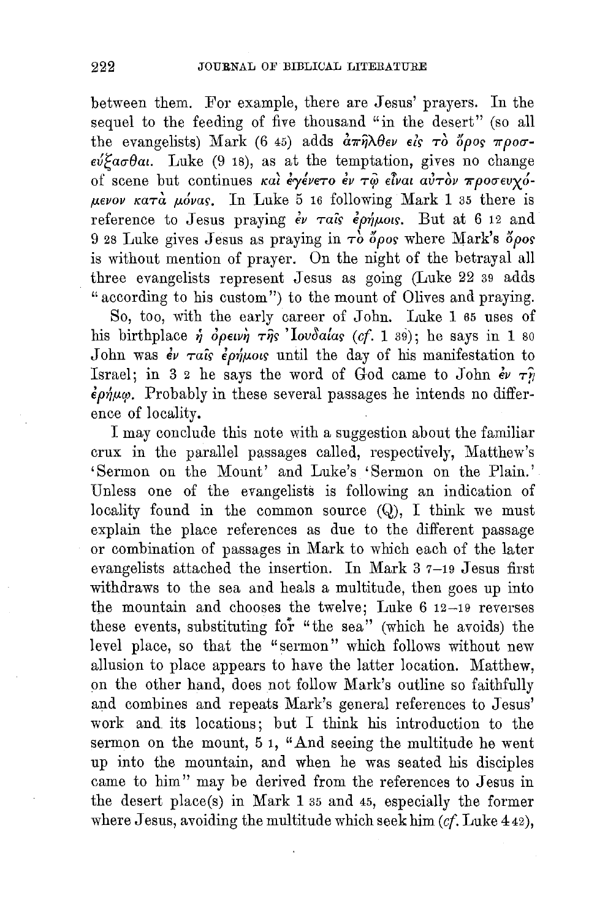between them. For example, there are Jesus' prayers. In the sequel to the feeding of five thousand "in the desert" (so all the evangelists) Mark (6 45) adds ἀπῆλθεν εἰς τὸ ὄρος προσεύξασθαι. Luke (9 18), as at the temptation, gives no change of scene but continues καὶ ἐγένετο ἐν τῷ εἶναι αὐτὸν προσευχόμενον κατὰ μόνας. In Luke 5 16 following Mark 1 35 there is reference to Jesus praying ἐν ταῖς ἐρήμοις. But at 6 12 and 9 28 Luke gives Jesus as praying in τὸ ὄρος where Mark's ὄρος is without mention of prayer. On the night of the betrayal all three evangelists represent Jesus as going (Luke 22 39 adds "according to his custom") to the mount of Olives and praying.

So, too, with the early career of John. Luke 1 65 uses of his birthplace ἡ ὀρεινὴ τῆς Ἰουδαίας (*cf.* 1 39); he says in 1 80 John was ἐν ταῖς ἐρήμοις until the day of his manifestation to Israel; in 3 2 he says the word of God came to John ἐν τῇ ἐρήμῳ. Probably in these several passages he intends no difference of locality.

I may conclude this note with a suggestion about the familiar crux in the parallel passages called, respectively, Matthew's 'Sermon on the Mount' and Luke's 'Sermon on the Plain.' Unless one of the evangelists is following an indication of locality found in the common source (Q), I think we must explain the place references as due to the different passage or combination of passages in Mark to which each of the later evangelists attached the insertion. In Mark 3 7–19 Jesus first withdraws to the sea and heals a multitude, then goes up into the mountain and chooses the twelve; Luke 6 12–19 reverses these events, substituting for "the sea" (which he avoids) the level place, so that the "sermon" which follows without new allusion to place appears to have the latter location. Matthew, on the other hand, does not follow Mark's outline so faithfully and combines and repeats Mark's general references to Jesus' work and its locations; but I think his introduction to the sermon on the mount, 5 1, "And seeing the multitude he went up into the mountain, and when he was seated his disciples came to him" may be derived from the references to Jesus in the desert place(s) in Mark 1 35 and 45, especially the former where Jesus, avoiding the multitude which seek him (*cf.* Luke 4 42),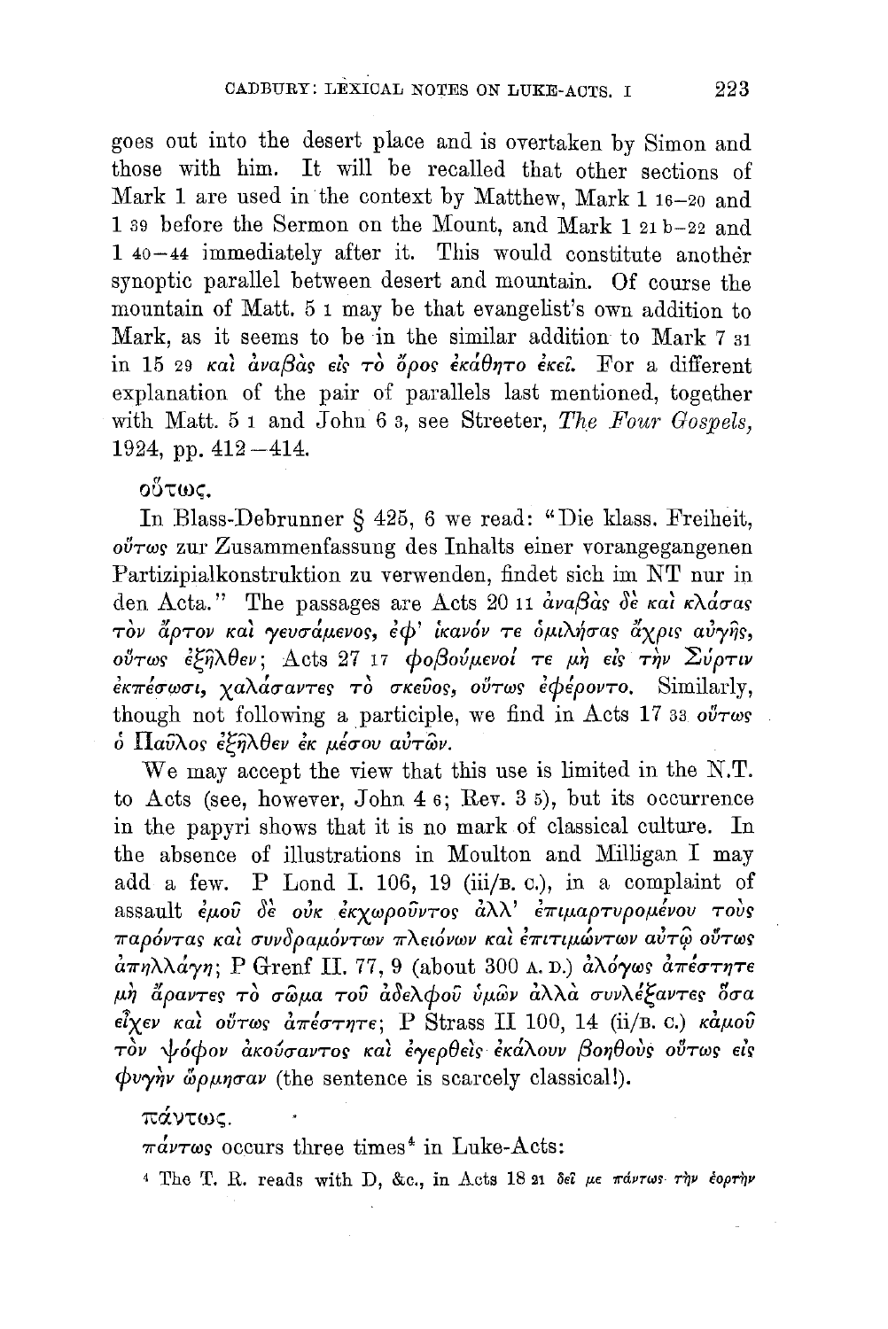goes out into the desert place and is overtaken by Simon and those with him. It will be recalled that other sections of Mark 1 are used in the context by Matthew, Mark 1 16–20 and 1 39 before the Sermon on the Mount, and Mark 1 21 b–22 and 1 40–44 immediately after it. This would constitute another synoptic parallel between desert and mountain. Of course the mountain of Matt. 5 1 may be that evangelist's own addition to Mark, as it seems to be in the similar addition to Mark 7 31 in 15 29 *καὶ ἀναβὰς εἰς τὸ ὄρος ἐκάθητο ἐκεῖ.* For a different explanation of the pair of parallels last mentioned, together with Matt. 5 1 and John 6 3, see Streeter, *The Four Gospels,* 1924, pp. 412–414.

## οὕτως.

In Blass-Debrunner § 425, 6 we read: "Die klass. Freiheit, *οὕτως* zur Zusammenfassung des Inhalts einer vorangegangenen Partizipialkonstruktion zu verwenden, findet sich im NT nur in den Acta." The passages are Acts 20 11 *ἀναβὰς δὲ καὶ κλάσας τὸν ἄρτον καὶ γευσάμενος, ἐφ' ἱκανόν τε ὁμιλήσας ἄχρις αὐγῆς, οὕτως ἐξῆλθεν*; Acts 27 17 *φοβούμενοί τε μὴ εἰς τὴν Σύρτιν ἐκπέσωσι, χαλάσαντες τὸ σκεῦος, οὕτως ἐφέροντο.* Similarly, though not following a participle, we find in Acts 17 33 *οὕτως ὁ Παῦλος ἐξῆλθεν ἐκ μέσου αὐτῶν.*

We may accept the view that this use is limited in the N.T. to Acts (see, however, John 4 6; Rev. 3 5), but its occurrence in the papyri shows that it is no mark of classical culture. In the absence of illustrations in Moulton and Milligan I may add a few. P Lond I. 106, 19 (iii/B. C.), in a complaint of assault *ἐμοῦ δὲ οὐκ ἐκχωροῦντος ἀλλ' ἐπιμαρτυρομένου τοὺς παρόντας καὶ συνδραμόντων πλειόνων καὶ ἐπιτιμώντων αὐτῷ οὕτως ἀπηλλάγη*; P Grenf II. 77, 9 (about 300 A. D.) *ἀλόγως ἀπέστητε μὴ ἄραντες τὸ σῶμα τοῦ ἀδελφοῦ ὑμῶν ἀλλὰ συνλέξαντες ὅσα εἶχεν καὶ οὕτως ἀπέστητε*; P Strass II 100, 14 (ii/B. C.) *κἀμοῦ τὸν ψόφον ἀκούσαντος καὶ ἐγερθεὶς ἐκάλουν βοηθοὺς οὕτως εἰς φυγὴν ὥρμησαν* (the sentence is scarcely classical!).

## πάντως.

*πάντως* occurs three times[4] in Luke-Acts:

[4] The T. R. reads with D, &c., in Acts 18 21 *δεῖ με πάντως τὴν ἑορτὴν*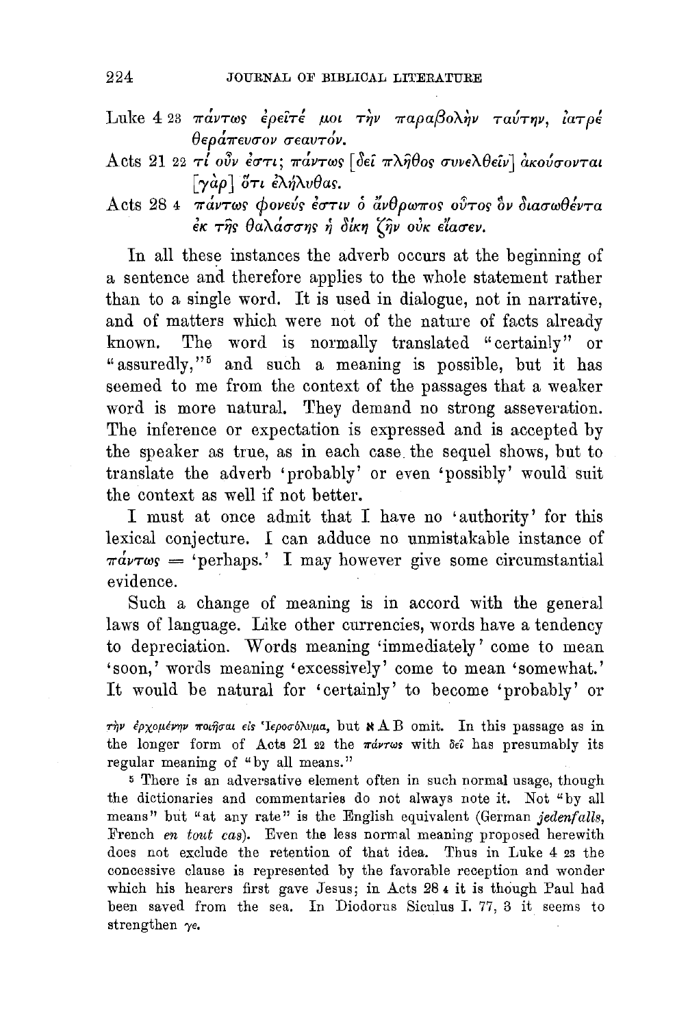Luke 4 23 πάντως ἐρεῖτέ μοι τὴν παραβολὴν ταύτην, ἰατρέ θεράπευσον σεαυτόν.

Acts 21 22 τί οὖν ἐστι; πάντως [δεῖ πλῆθος συνελθεῖν] ἀκούσονται [γὰρ] ὅτι ἐλήλυθας.

Acts 28 4 πάντως φονεύς ἐστιν ὁ ἄνθρωπος οὗτος ὃν διασωθέντα ἐκ τῆς θαλάσσης ἡ δίκη ζῆν οὐκ εἴασεν.

In all these instances the adverb occurs at the beginning of a sentence and therefore applies to the whole statement rather than to a single word. It is used in dialogue, not in narrative, and of matters which were not of the nature of facts already known. The word is normally translated "certainly" or "assuredly,"[5] and such a meaning is possible, but it has seemed to me from the context of the passages that a weaker word is more natural. They demand no strong asseveration. The inference or expectation is expressed and is accepted by the speaker as true, as in each case the sequel shows, but to translate the adverb 'probably' or even 'possibly' would suit the context as well if not better.

I must at once admit that I have no 'authority' for this lexical conjecture. I can adduce no unmistakable instance of πάντως = 'perhaps.' I may however give some circumstantial evidence.

Such a change of meaning is in accord with the general laws of language. Like other currencies, words have a tendency to depreciation. Words meaning 'immediately' come to mean 'soon,' words meaning 'excessively' come to mean 'somewhat.' It would be natural for 'certainly' to become 'probably' or

τὴν ἐρχομένην ποιῆσαι εἰς Ἱεροσόλυμα, but ℵ A B omit. In this passage as in the longer form of Acts 21 22 the πάντως with δεῖ has presumably its regular meaning of "by all means."

[5] There is an adversative element often in such normal usage, though the dictionaries and commentaries do not always note it. Not "by all means" but "at any rate" is the English equivalent (German *jedenfalls*, French *en tout cas*). Even the less normal meaning proposed herewith does not exclude the retention of that idea. Thus in Luke 4 23 the concessive clause is represented by the favorable reception and wonder which his hearers first gave Jesus; in Acts 28 4 it is though Paul had been saved from the sea. In Diodorus Siculus I. 77, 3 it seems to strengthen γε.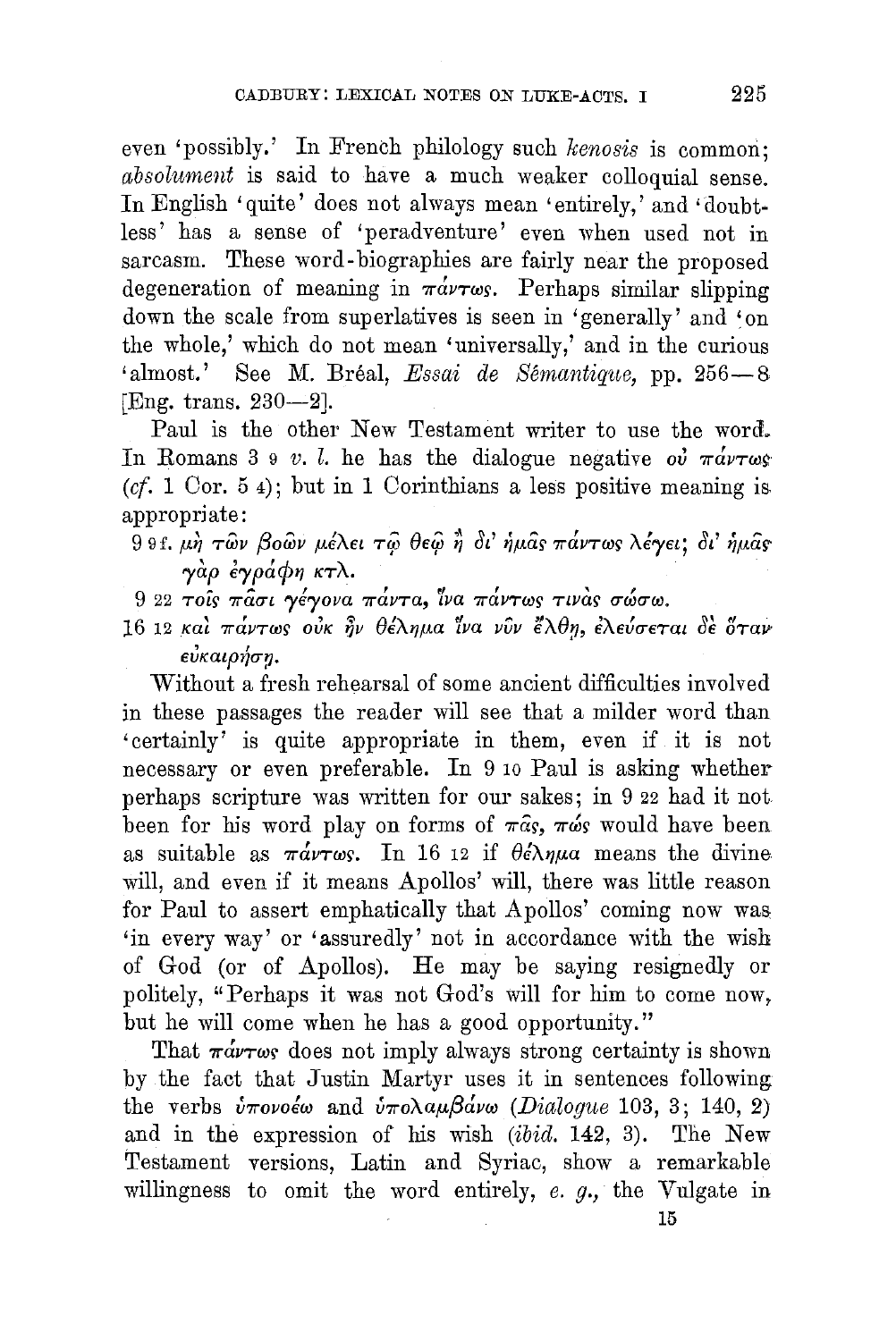even 'possibly.' In French philology such *kenosis* is common; *absolument* is said to have a much weaker colloquial sense. In English 'quite' does not always mean 'entirely,' and 'doubtless' has a sense of 'peradventure' even when used not in sarcasm. These word-biographies are fairly near the proposed degeneration of meaning in πάντως. Perhaps similar slipping down the scale from superlatives is seen in 'generally' and 'on the whole,' which do not mean 'universally,' and in the curious 'almost.' See M. Bréal, *Essai de Sémantique,* pp. 256—8 [Eng. trans. 230—2].

Paul is the other New Testament writer to use the word. In Romans 3 9 *v. l.* he has the dialogue negative οὐ πάντως (*cf.* 1 Cor. 5 4); but in 1 Corinthians a less positive meaning is appropriate:

9 9 f. μὴ τῶν βοῶν μέλει τῷ θεῷ ἢ δι' ἡμᾶς πάντως λέγει; δι' ἡμᾶς γὰρ ἐγράφη κτλ.

9 22 τοῖς πᾶσι γέγονα πάντα, ἵνα πάντως τινὰς σώσω.

16 12 καὶ πάντως οὐκ ἦν θέλημα ἵνα νῦν ἔλθῃ, ἐλεύσεται δὲ ὅταν εὐκαιρήσῃ.

Without a fresh rehearsal of some ancient difficulties involved in these passages the reader will see that a milder word than 'certainly' is quite appropriate in them, even if it is not necessary or even preferable. In 9 10 Paul is asking whether perhaps scripture was written for our sakes; in 9 22 had it not been for his word play on forms of πᾶς, πώς would have been as suitable as πάντως. In 16 12 if θέλημα means the divine will, and even if it means Apollos' will, there was little reason for Paul to assert emphatically that Apollos' coming now was 'in every way' or 'assuredly' not in accordance with the wish of God (or of Apollos). He may be saying resignedly or politely, "Perhaps it was not God's will for him to come now, but he will come when he has a good opportunity."

That πάντως does not imply always strong certainty is shown by the fact that Justin Martyr uses it in sentences following the verbs ὑπονοέω and ὑπολαμβάνω (*Dialogue* 103, 3; 140, 2) and in the expression of his wish (*ibid.* 142, 3). The New Testament versions, Latin and Syriac, show a remarkable willingness to omit the word entirely, *e. g.,* the Vulgate in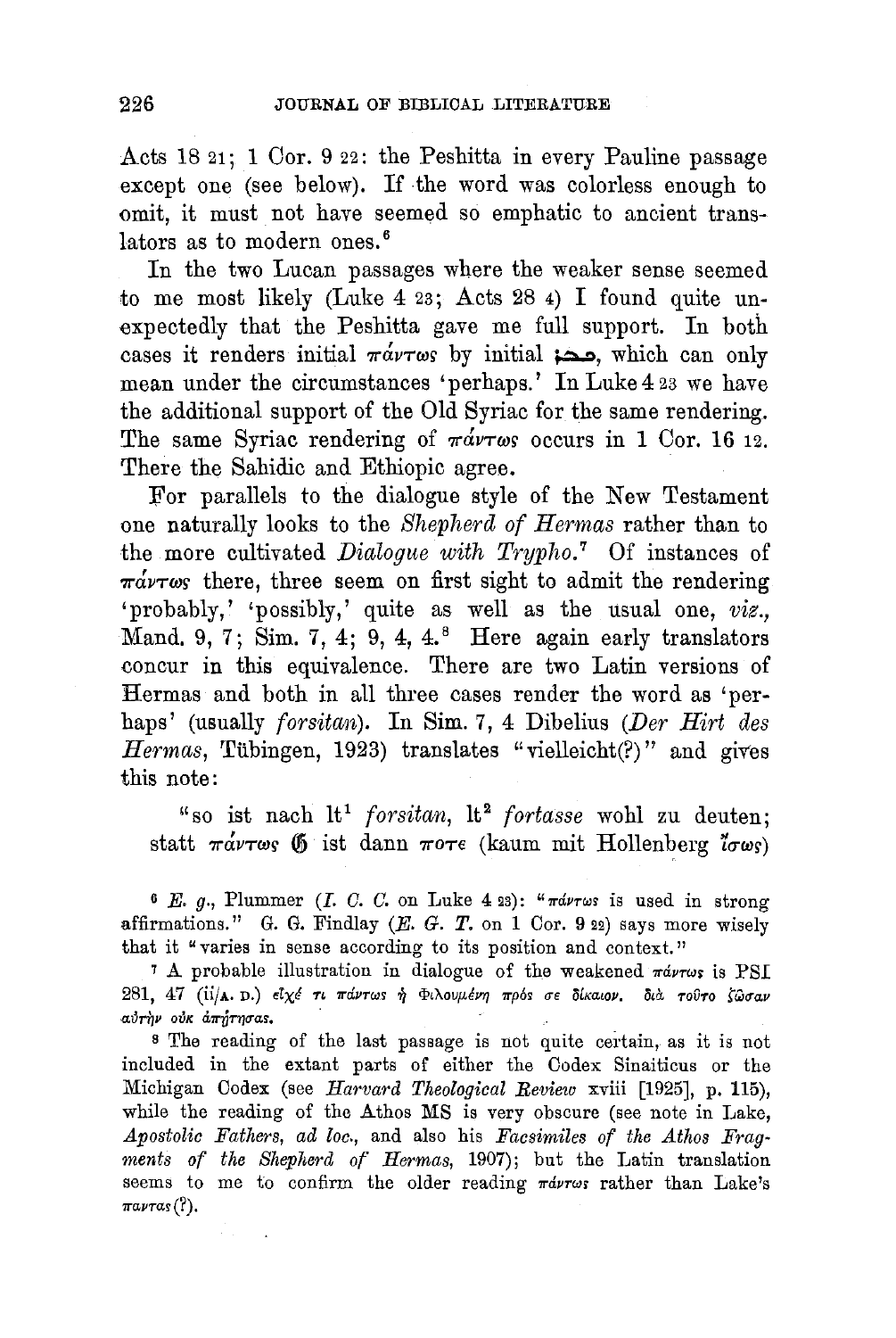Acts 18 21; 1 Cor. 9 22: the Peshitta in every Pauline passage except one (see below). If the word was colorless enough to omit, it must not have seemed so emphatic to ancient translators as to modern ones.[6]

In the two Lucan passages where the weaker sense seemed to me most likely (Luke 4 23; Acts 28 4) I found quite unexpectedly that the Peshitta gave me full support. In both cases it renders initial πάντως by initial ܟܒܪ, which can only mean under the circumstances 'perhaps.' In Luke 4 23 we have the additional support of the Old Syriac for the same rendering. The same Syriac rendering of πάντως occurs in 1 Cor. 16 12. There the Sahidic and Ethiopic agree.

For parallels to the dialogue style of the New Testament one naturally looks to the *Shepherd of Hermas* rather than to the more cultivated *Dialogue with Trypho*.[7] Of instances of πάντως there, three seem on first sight to admit the rendering 'probably,' 'possibly,' quite as well as the usual one, *viz.*, Mand. 9, 7; Sim. 7, 4; 9, 4, 4.[8] Here again early translators concur in this equivalence. There are two Latin versions of Hermas and both in all three cases render the word as 'perhaps' (usually *forsitan*). In Sim. 7, 4 Dibelius (*Der Hirt des Hermas*, Tübingen, 1923) translates "vielleicht(?)" and gives this note:

> "so ist nach lt[1] *forsitan*, lt[2] *fortasse* wohl zu deuten; statt πάντως 𝔊 ist dann ποτε (kaum mit Hollenberg ἴσως)

---

[6] *E. g.*, Plummer (*I. C. C.* on Luke 4 23): "πάντως is used in strong affirmations." G. G. Findlay (*E. G. T.* on 1 Cor. 9 22) says more wisely that it "varies in sense according to its position and context."

[7] A probable illustration in dialogue of the weakened πάντως is PSI 281, 47 (ii/A. D.) εἰχέ τι πάντως ἡ Φιλουμένη πρός σε δίκαιον. διὰ τοῦτο ζῶσαν αὐτὴν οὐκ ἀπήτησας.

[8] The reading of the last passage is not quite certain, as it is not included in the extant parts of either the Codex Sinaiticus or the Michigan Codex (see *Harvard Theological Review* xviii [1925], p. 115), while the reading of the Athos MS is very obscure (see note in Lake, *Apostolic Fathers*, *ad loc.*, and also his *Facsimiles of the Athos Fragments of the Shepherd of Hermas*, 1907); but the Latin translation seems to me to confirm the older reading πάντως rather than Lake's παντας(?).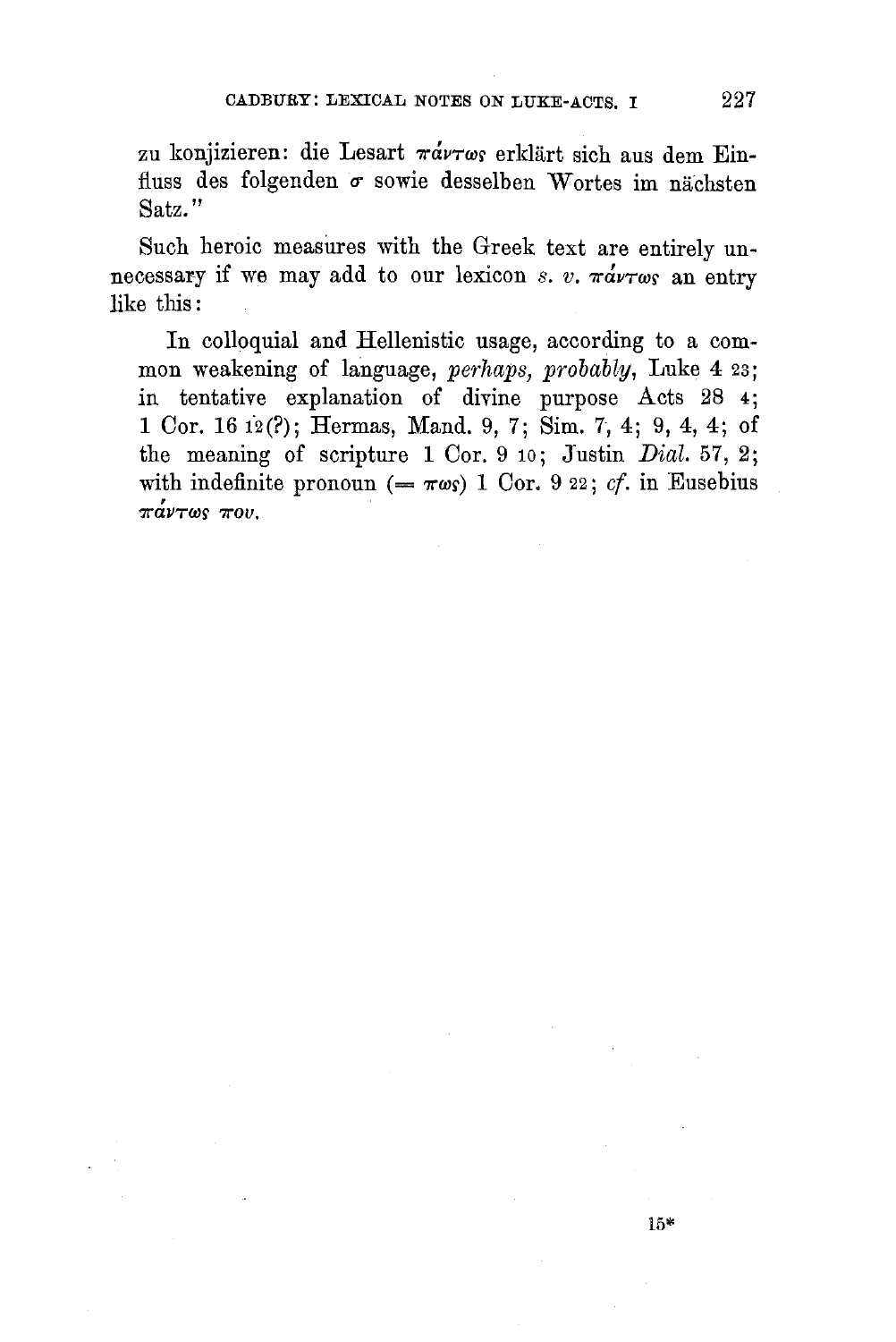zu konjizieren: die Lesart πάντως erklärt sich aus dem Einfluss des folgenden σ sowie desselben Wortes im nächsten Satz."

Such heroic measures with the Greek text are entirely unnecessary if we may add to our lexicon *s. v.* πάντως an entry like this:

In colloquial and Hellenistic usage, according to a common weakening of language, *perhaps, probably*, Luke 4 23; in tentative explanation of divine purpose Acts 28 4; 1 Cor. 16 12(?); Hermas, Mand. 9, 7; Sim. 7, 4; 9, 4, 4; of the meaning of scripture 1 Cor. 9 10; Justin *Dial.* 57, 2; with indefinite pronoun (= πως) 1 Cor. 9 22; *cf.* in Eusebius πάντως που.